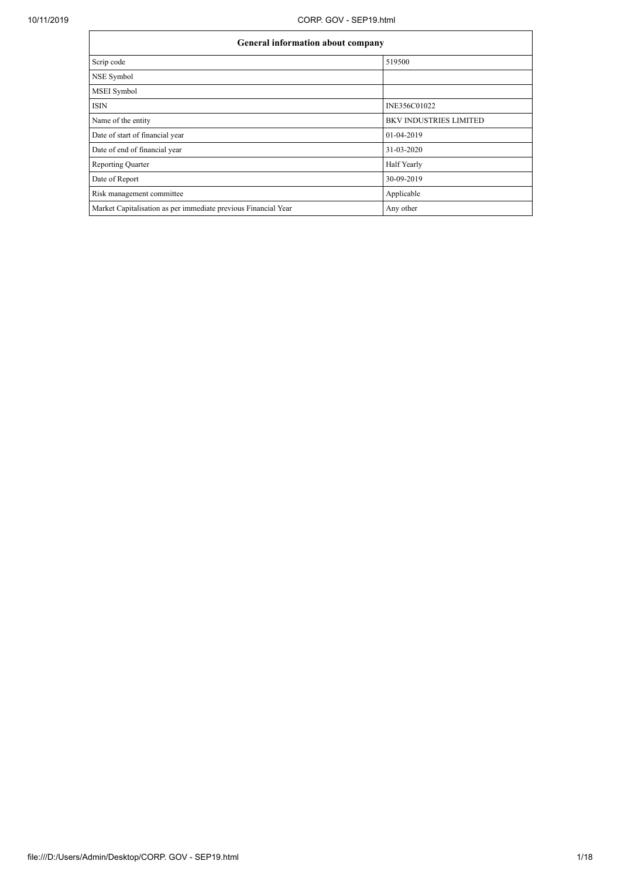| General information about company | |
|---|---|
| Scrip code | 519500 |
| NSE Symbol | |
| MSEI Symbol | |
| ISIN | INE356C01022 |
| Name of the entity | BKV INDUSTRIES LIMITED |
| Date of start of financial year | 01-04-2019 |
| Date of end of financial year | 31-03-2020 |
| Reporting Quarter | Half Yearly |
| Date of Report | 30-09-2019 |
| Risk management committee | Applicable |
| Market Capitalisation as per immediate previous Financial Year | Any other |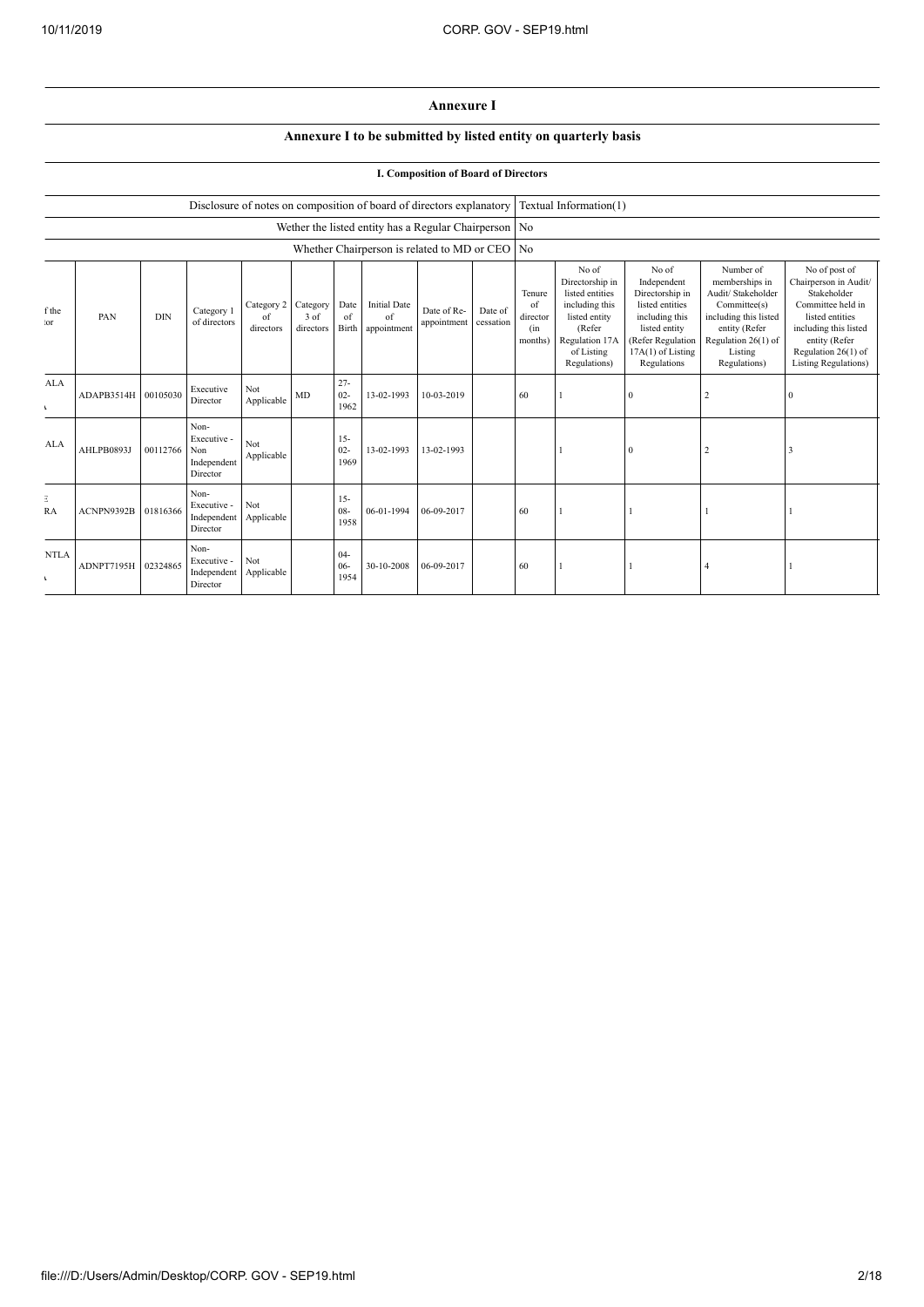## Annexure I

### Annexure I to be submitted by listed entity on quarterly basis

#### I. Composition of Board of Directors

| | |
|---|---|
| Disclosure of notes on composition of board of directors explanatory | Textual Information(1) |
| Wether the listed entity has a Regular Chairperson | No |
| Whether Chairperson is related to MD or CEO | No |

| f the tor | PAN | DIN | Category 1 of directors | Category 2 of directors | Category 3 of directors | Date of Birth | Initial Date of appointment | Date of Re-appointment | Date of cessation | Tenure of director (in months) | No of Directorship in listed entities including this listed entity (Refer Regulation 17A of Listing Regulations) | No of Independent Directorship in listed entities including this listed entity (Refer Regulation 17A(1) of Listing Regulations | Number of memberships in Audit/ Stakeholder Committee(s) including this listed entity (Refer Regulation 26(1) of Listing Regulations) | No of post of Chairperson in Audit/ Stakeholder Committee held in listed entities including this listed entity (Refer Regulation 26(1) of Listing Regulations) |
|---|---|---|---|---|---|---|---|---|---|---|---|---|---|---|
| ALA | ADAPB3514H | 00105030 | Executive Director | Not Applicable | MD | 27-02-1962 | 13-02-1993 | 10-03-2019 | | 60 | 1 | 0 | 2 | 0 |
| ALA | AHLPB0893J | 00112766 | Non-Executive - Non Independent Director | Not Applicable | | 15-02-1969 | 13-02-1993 | 13-02-1993 | | | 1 | 0 | 2 | 3 |
| RA | ACNPN9392B | 01816366 | Non-Executive - Independent Director | Not Applicable | | 15-08-1958 | 06-01-1994 | 06-09-2017 | | 60 | 1 | 1 | 1 | 1 |
| NTLA | ADNPT7195H | 02324865 | Non-Executive - Independent Director | Not Applicable | | 04-06-1954 | 30-10-2008 | 06-09-2017 | | 60 | 1 | 1 | 4 | 1 |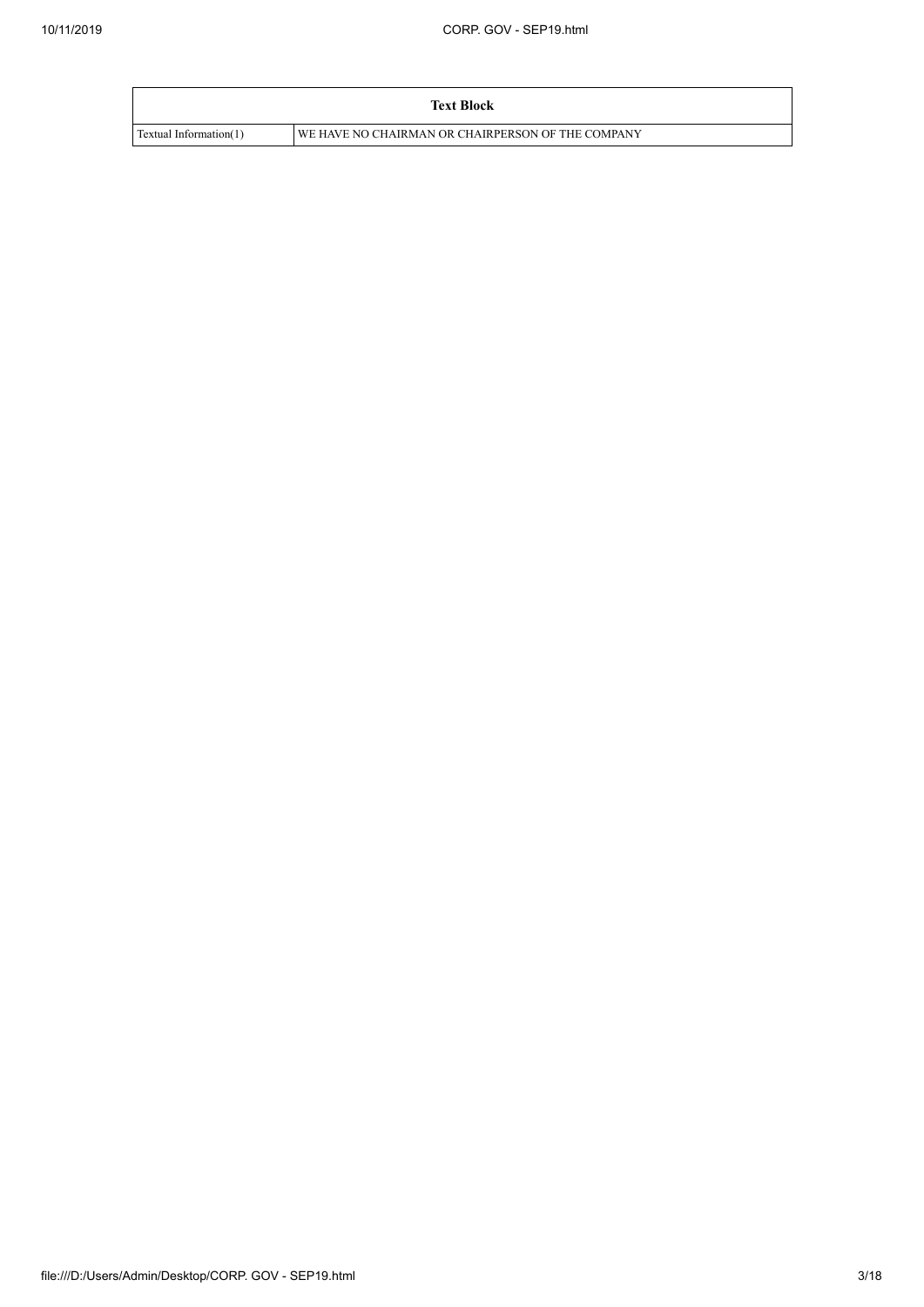| Text Block | |
|---|---|
| Textual Information(1) | WE HAVE NO CHAIRMAN OR CHAIRPERSON OF THE COMPANY |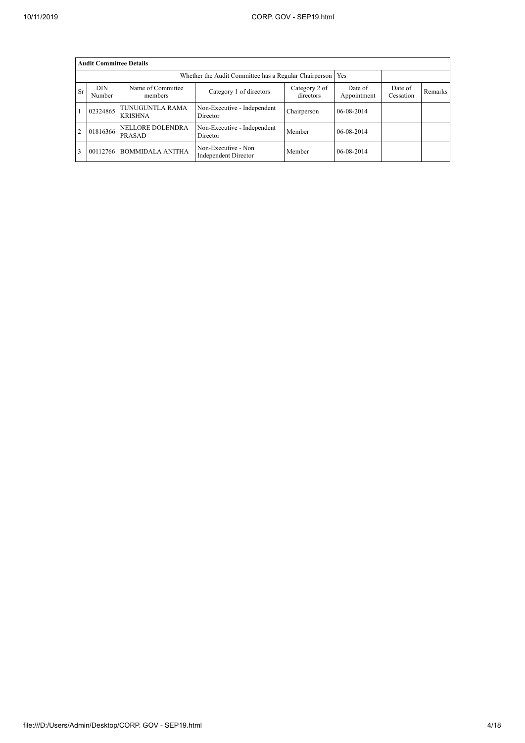| Audit Committee Details | | | | | | | |
|---|---|---|---|---|---|---|---|
| Whether the Audit Committee has a Regular Chairperson | | | | | Yes | | |
| Sr | DIN Number | Name of Committee members | Category 1 of directors | Category 2 of directors | Date of Appointment | Date of Cessation | Remarks |
| 1 | 02324865 | TUNUGUNTLA RAMA KRISHNA | Non-Executive - Independent Director | Chairperson | 06-08-2014 | | |
| 2 | 01816366 | NELLORE DOLENDRA PRASAD | Non-Executive - Independent Director | Member | 06-08-2014 | | |
| 3 | 00112766 | BOMMIDALA ANITHA | Non-Executive - Non Independent Director | Member | 06-08-2014 | | |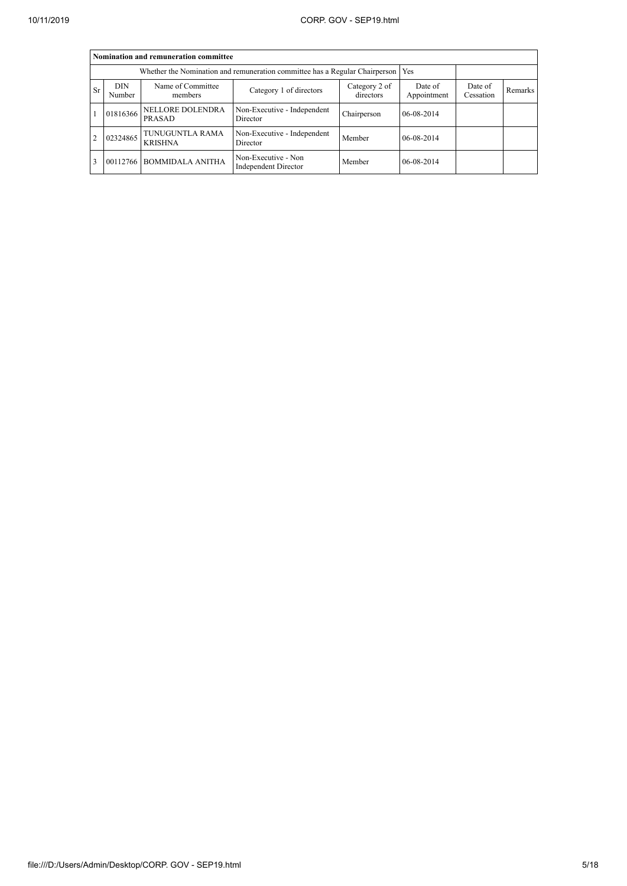| Nomination and remuneration committee | | | | | | | |
|---|---|---|---|---|---|---|---|
| Whether the Nomination and remuneration committee has a Regular Chairperson | | | | | Yes | | |
| Sr | DIN Number | Name of Committee members | Category 1 of directors | Category 2 of directors | Date of Appointment | Date of Cessation | Remarks |
| 1 | 01816366 | NELLORE DOLENDRA PRASAD | Non-Executive - Independent Director | Chairperson | 06-08-2014 | | |
| 2 | 02324865 | TUNUGUNTLA RAMA KRISHNA | Non-Executive - Independent Director | Member | 06-08-2014 | | |
| 3 | 00112766 | BOMMIDALA ANITHA | Non-Executive - Non Independent Director | Member | 06-08-2014 | | |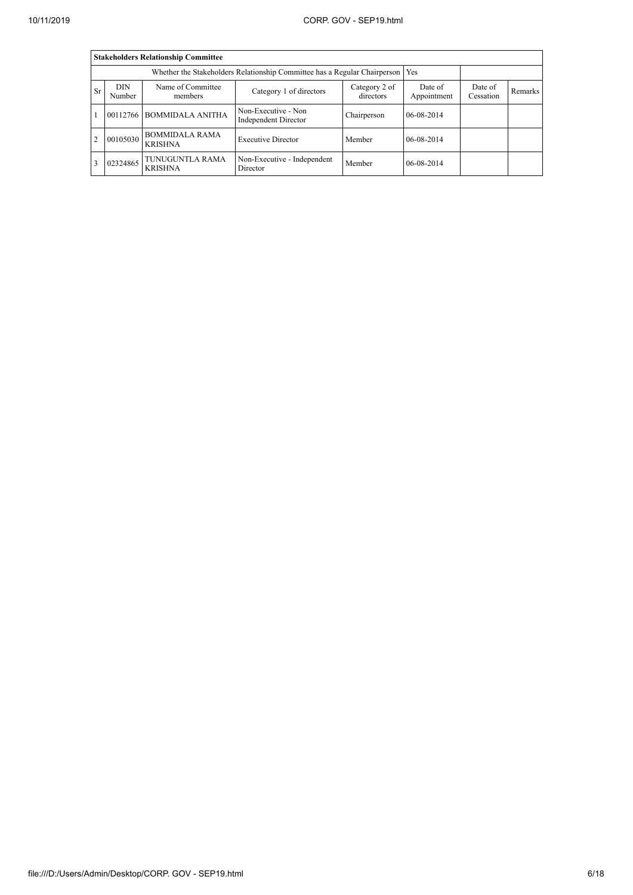| Stakeholders Relationship Committee | | | | | | | |
|---|---|---|---|---|---|---|---|
| Whether the Stakeholders Relationship Committee has a Regular Chairperson | | | | | Yes | | |
| Sr | DIN Number | Name of Committee members | Category 1 of directors | Category 2 of directors | Date of Appointment | Date of Cessation | Remarks |
| 1 | 00112766 | BOMMIDALA ANITHA | Non-Executive - Non Independent Director | Chairperson | 06-08-2014 | | |
| 2 | 00105030 | BOMMIDALA RAMA KRISHNA | Executive Director | Member | 06-08-2014 | | |
| 3 | 02324865 | TUNUGUNTLA RAMA KRISHNA | Non-Executive - Independent Director | Member | 06-08-2014 | | |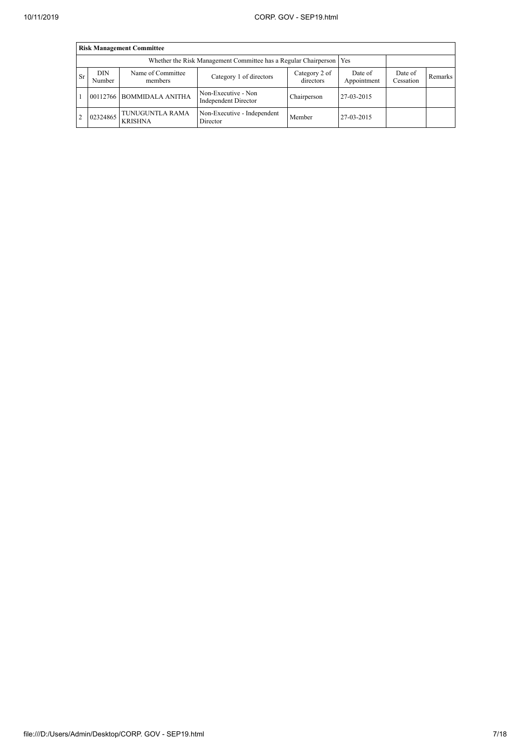| Risk Management Committee | | | | | | | |
|---|---|---|---|---|---|---|---|
| Whether the Risk Management Committee has a Regular Chairperson | | | | | Yes | | |
| Sr | DIN Number | Name of Committee members | Category 1 of directors | Category 2 of directors | Date of Appointment | Date of Cessation | Remarks |
| 1 | 00112766 | BOMMIDALA ANITHA | Non-Executive - Non Independent Director | Chairperson | 27-03-2015 | | |
| 2 | 02324865 | TUNUGUNTLA RAMA KRISHNA | Non-Executive - Independent Director | Member | 27-03-2015 | | |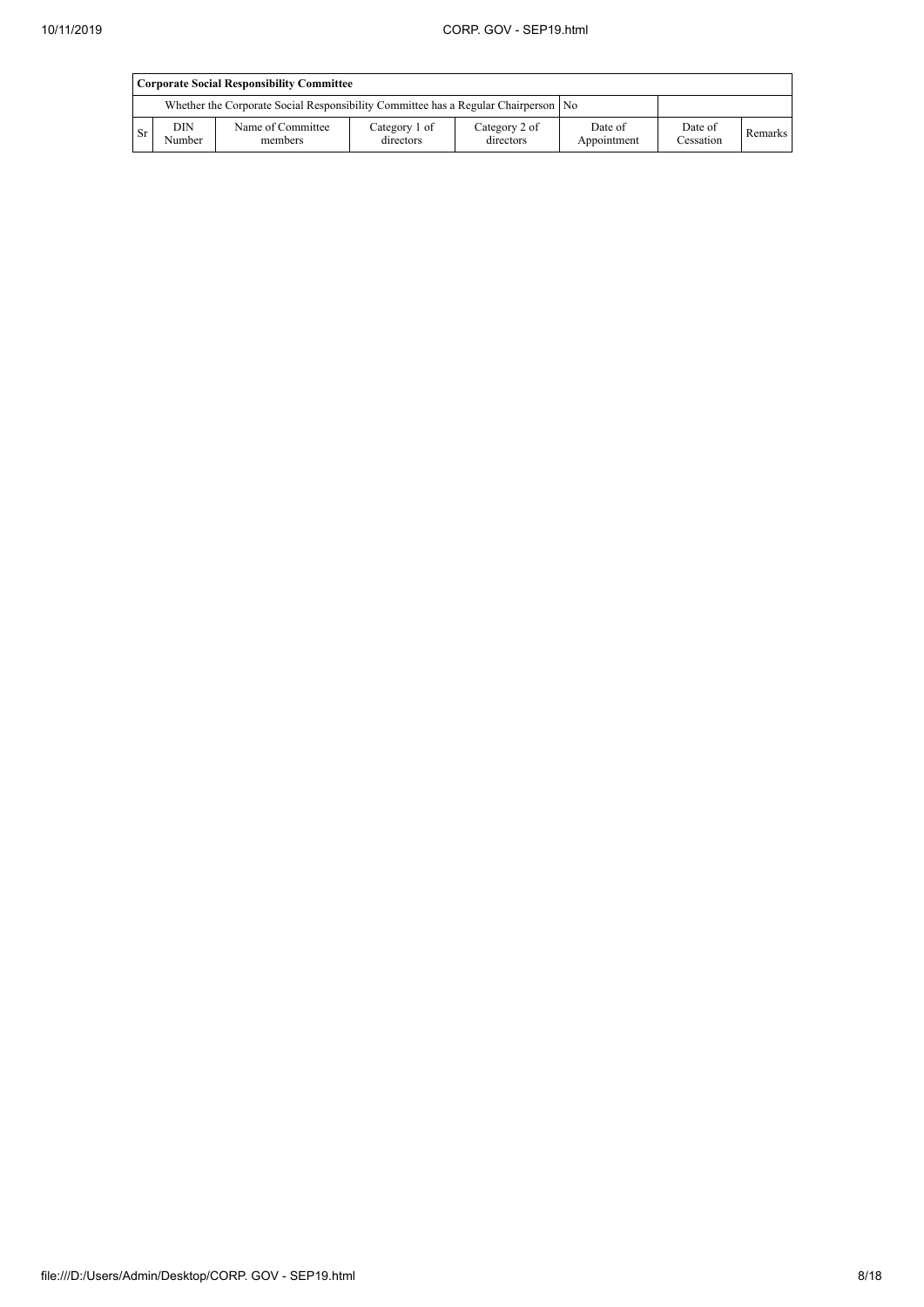| Corporate Social Responsibility Committee | | | | | | | |
|---|---|---|---|---|---|---|---|
| Whether the Corporate Social Responsibility Committee has a Regular Chairperson | | | | | No | | |
| Sr | DIN Number | Name of Committee members | Category 1 of directors | Category 2 of directors | Date of Appointment | Date of Cessation | Remarks |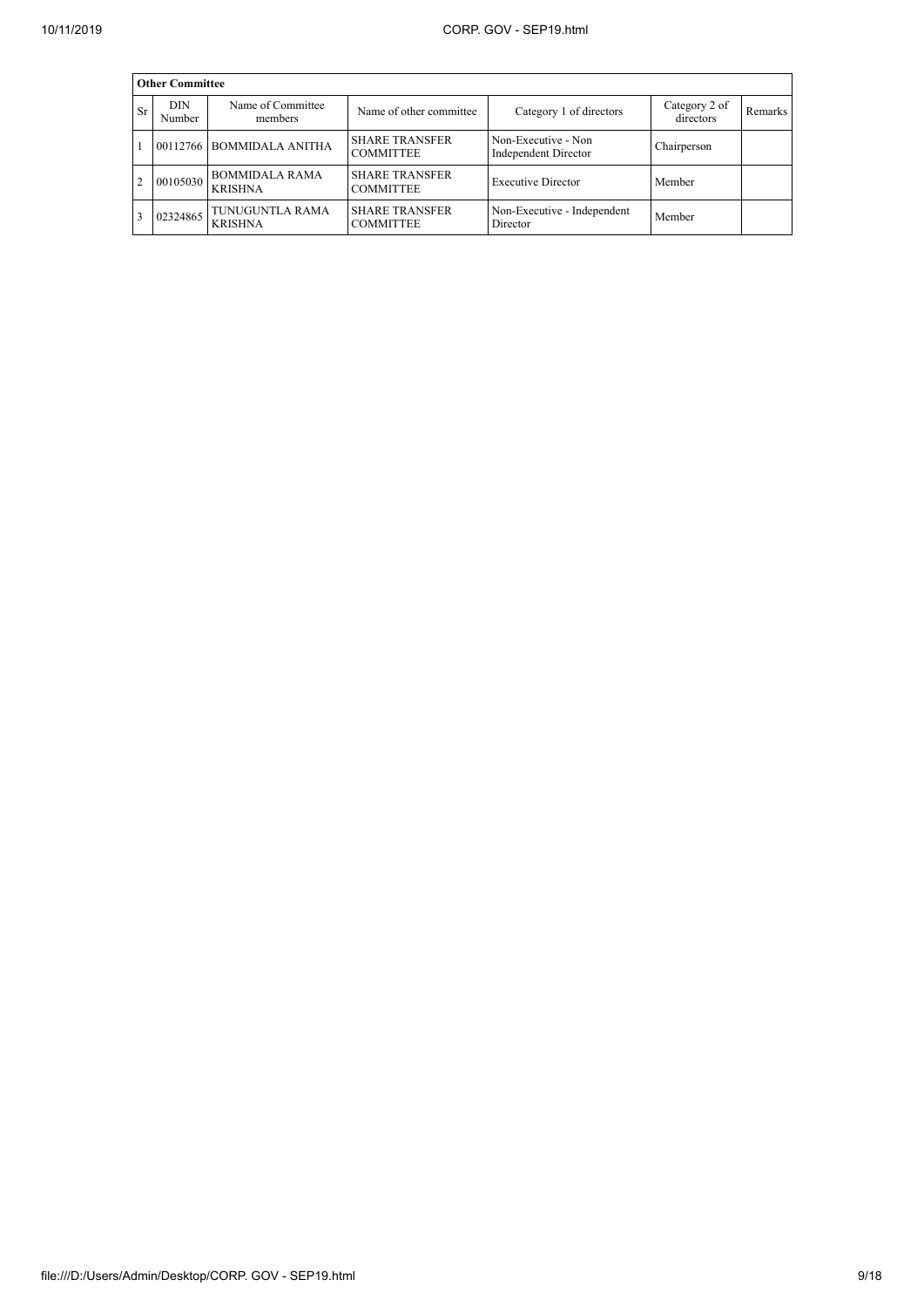| Other Committee | | | | | | |
|---|---|---|---|---|---|---|
| Sr | DIN Number | Name of Committee members | Name of other committee | Category 1 of directors | Category 2 of directors | Remarks |
| 1 | 00112766 | BOMMIDALA ANITHA | SHARE TRANSFER COMMITTEE | Non-Executive - Non Independent Director | Chairperson | |
| 2 | 00105030 | BOMMIDALA RAMA KRISHNA | SHARE TRANSFER COMMITTEE | Executive Director | Member | |
| 3 | 02324865 | TUNUGUNTLA RAMA KRISHNA | SHARE TRANSFER COMMITTEE | Non-Executive - Independent Director | Member | |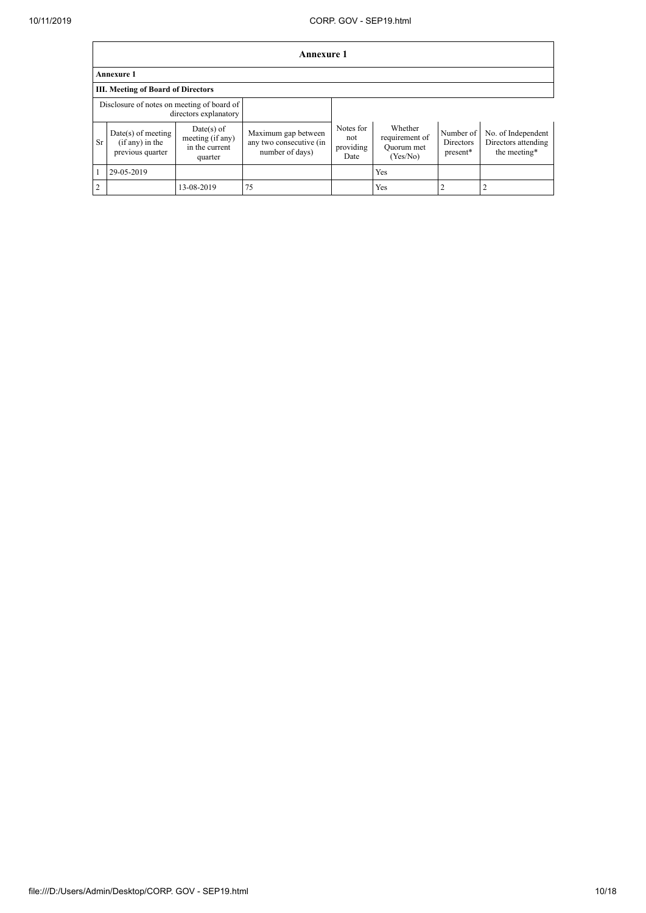# Annexure 1

**Annexure 1**

**III. Meeting of Board of Directors**

| Disclosure of notes on meeting of board of directors explanatory | | | | | | | |
|---|---|---|---|---|---|---|---|
| Sr | Date(s) of meeting (if any) in the previous quarter | Date(s) of meeting (if any) in the current quarter | Maximum gap between any two consecutive (in number of days) | Notes for not providing Date | Whether requirement of Quorum met (Yes/No) | Number of Directors present* | No. of Independent Directors attending the meeting* |
| 1 | 29-05-2019 | | | | Yes | | |
| 2 | | 13-08-2019 | 75 | | Yes | 2 | 2 |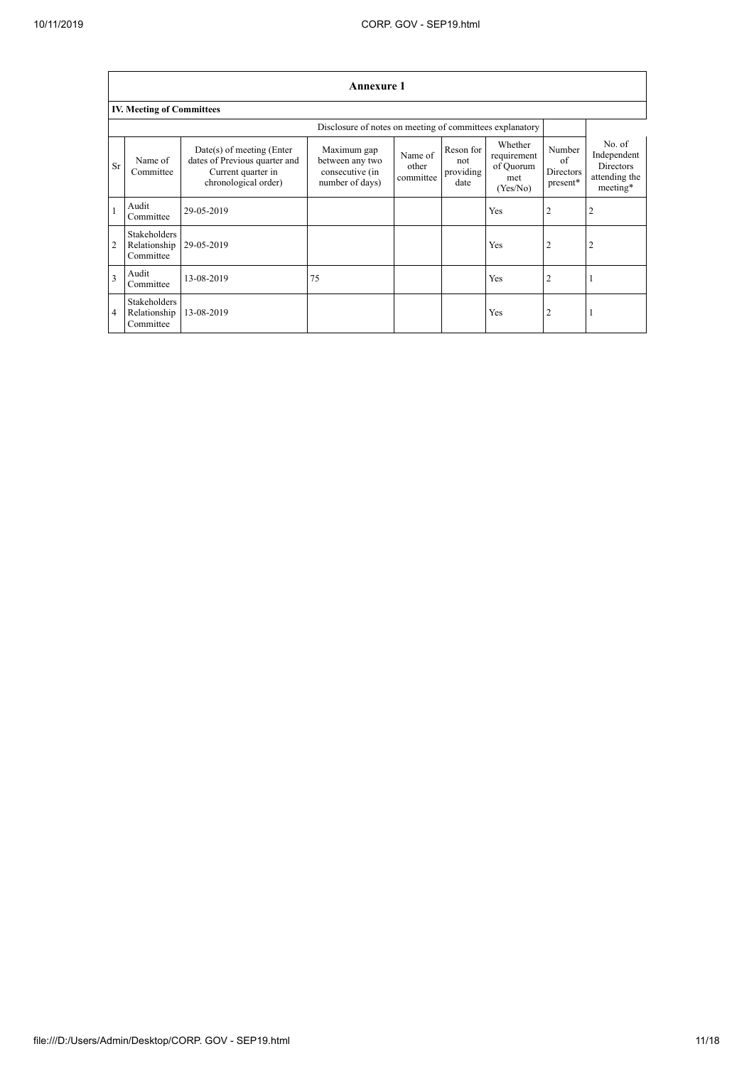| Annexure 1 | | | | | | | | |
|---|---|---|---|---|---|---|---|---|
| **IV. Meeting of Committees** | | | | | | | | |
| Disclosure of notes on meeting of committees explanatory | | | | | | | | |
| Sr | Name of Committee | Date(s) of meeting (Enter dates of Previous quarter and Current quarter in chronological order) | Maximum gap between any two consecutive (in number of days) | Name of other committee | Reson for not providing date | Whether requirement of Quorum met (Yes/No) | Number of Directors present* | No. of Independent Directors attending the meeting* |
| 1 | Audit Committee | 29-05-2019 | | | | Yes | 2 | 2 |
| 2 | Stakeholders Relationship Committee | 29-05-2019 | | | | Yes | 2 | 2 |
| 3 | Audit Committee | 13-08-2019 | 75 | | | Yes | 2 | 1 |
| 4 | Stakeholders Relationship Committee | 13-08-2019 | | | | Yes | 2 | 1 |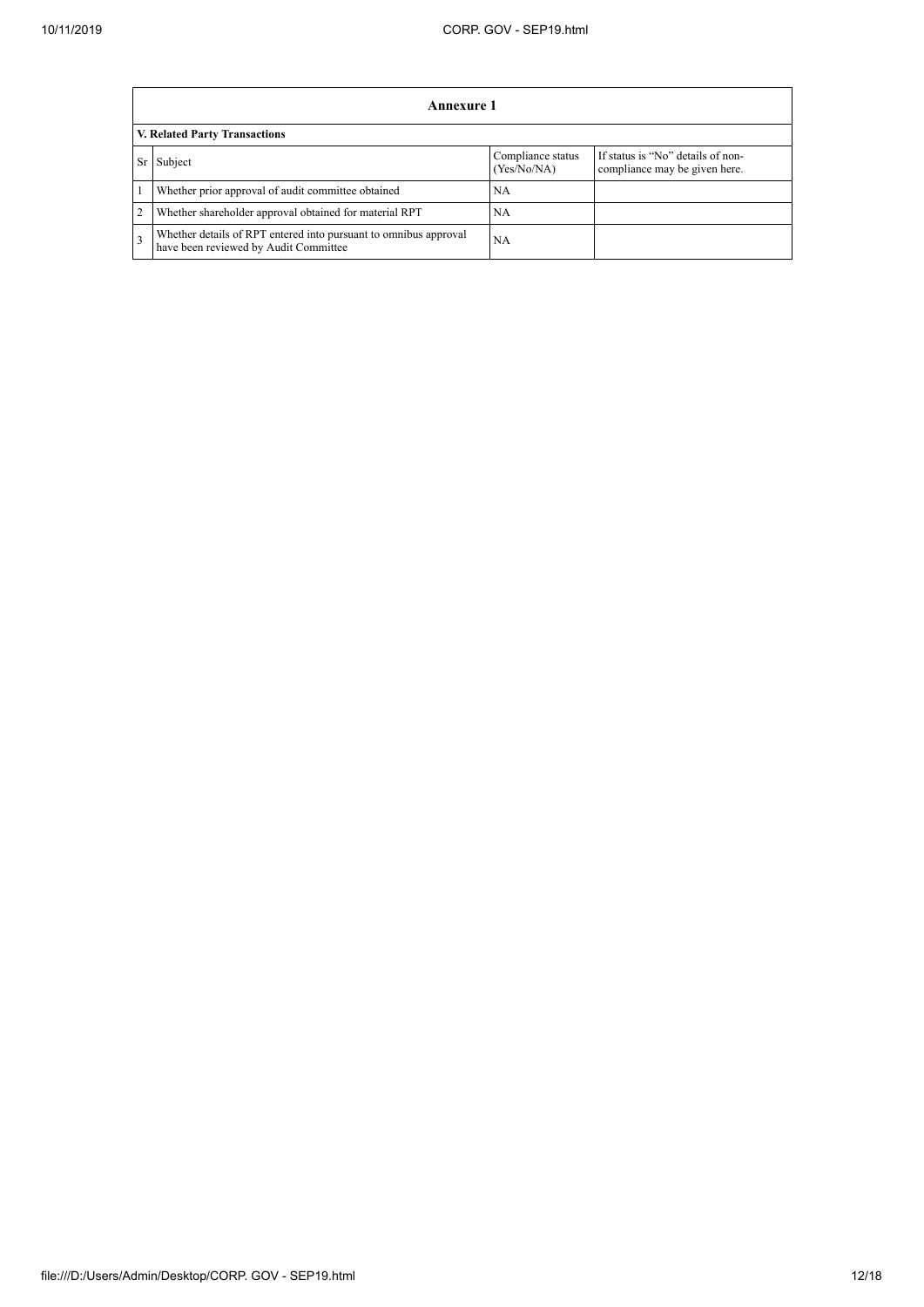## Annexure 1

### V. Related Party Transactions

| Sr | Subject | Compliance status (Yes/No/NA) | If status is "No" details of non-compliance may be given here. |
|---|---|---|---|
| 1 | Whether prior approval of audit committee obtained | NA | |
| 2 | Whether shareholder approval obtained for material RPT | NA | |
| 3 | Whether details of RPT entered into pursuant to omnibus approval have been reviewed by Audit Committee | NA | |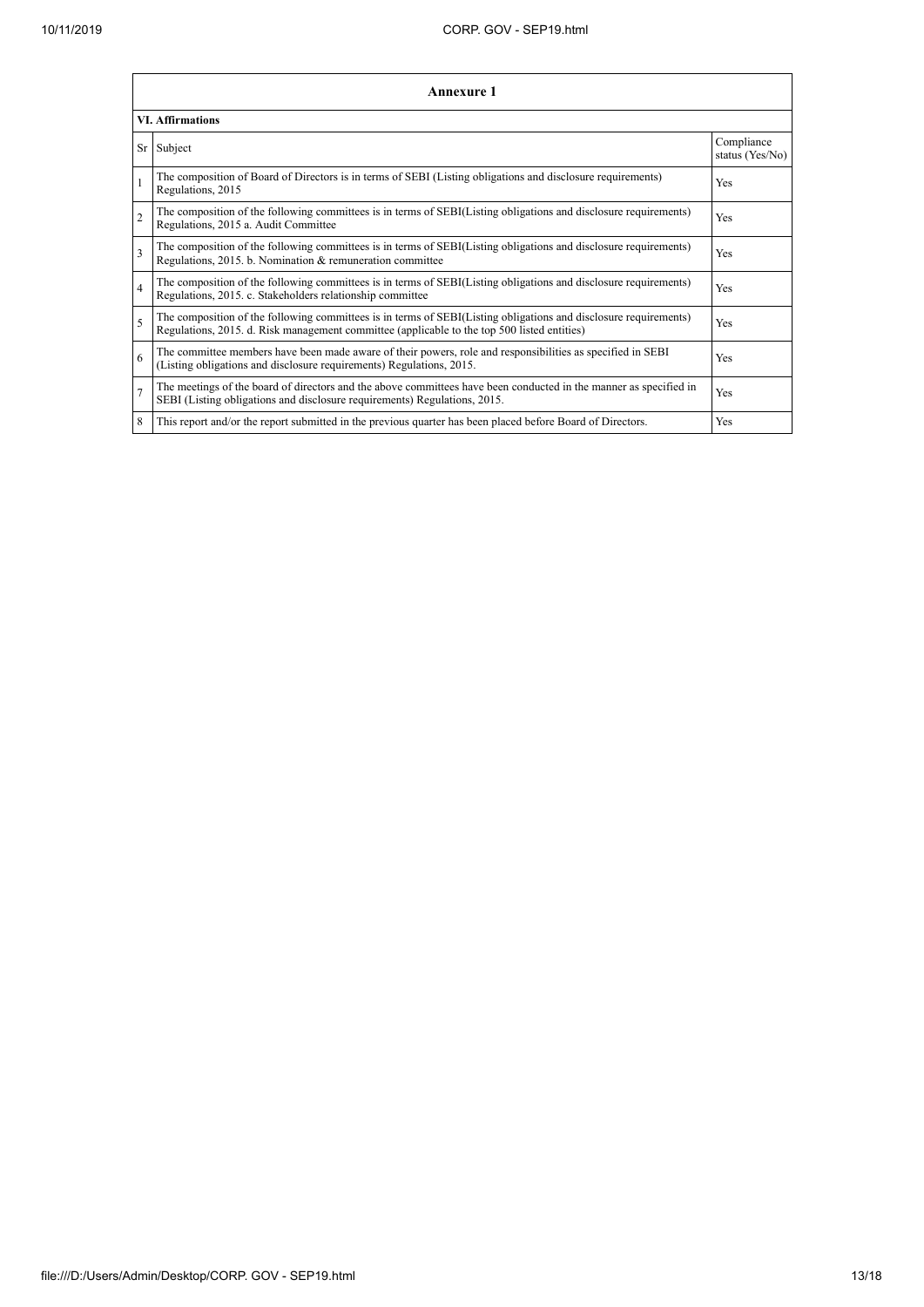| Annexure 1 | | |
|---|---|---|
| **VI. Affirmations** | | |
| Sr | Subject | Compliance status (Yes/No) |
| 1 | The composition of Board of Directors is in terms of SEBI (Listing obligations and disclosure requirements) Regulations, 2015 | Yes |
| 2 | The composition of the following committees is in terms of SEBI(Listing obligations and disclosure requirements) Regulations, 2015 a. Audit Committee | Yes |
| 3 | The composition of the following committees is in terms of SEBI(Listing obligations and disclosure requirements) Regulations, 2015. b. Nomination & remuneration committee | Yes |
| 4 | The composition of the following committees is in terms of SEBI(Listing obligations and disclosure requirements) Regulations, 2015. c. Stakeholders relationship committee | Yes |
| 5 | The composition of the following committees is in terms of SEBI(Listing obligations and disclosure requirements) Regulations, 2015. d. Risk management committee (applicable to the top 500 listed entities) | Yes |
| 6 | The committee members have been made aware of their powers, role and responsibilities as specified in SEBI (Listing obligations and disclosure requirements) Regulations, 2015. | Yes |
| 7 | The meetings of the board of directors and the above committees have been conducted in the manner as specified in SEBI (Listing obligations and disclosure requirements) Regulations, 2015. | Yes |
| 8 | This report and/or the report submitted in the previous quarter has been placed before Board of Directors. | Yes |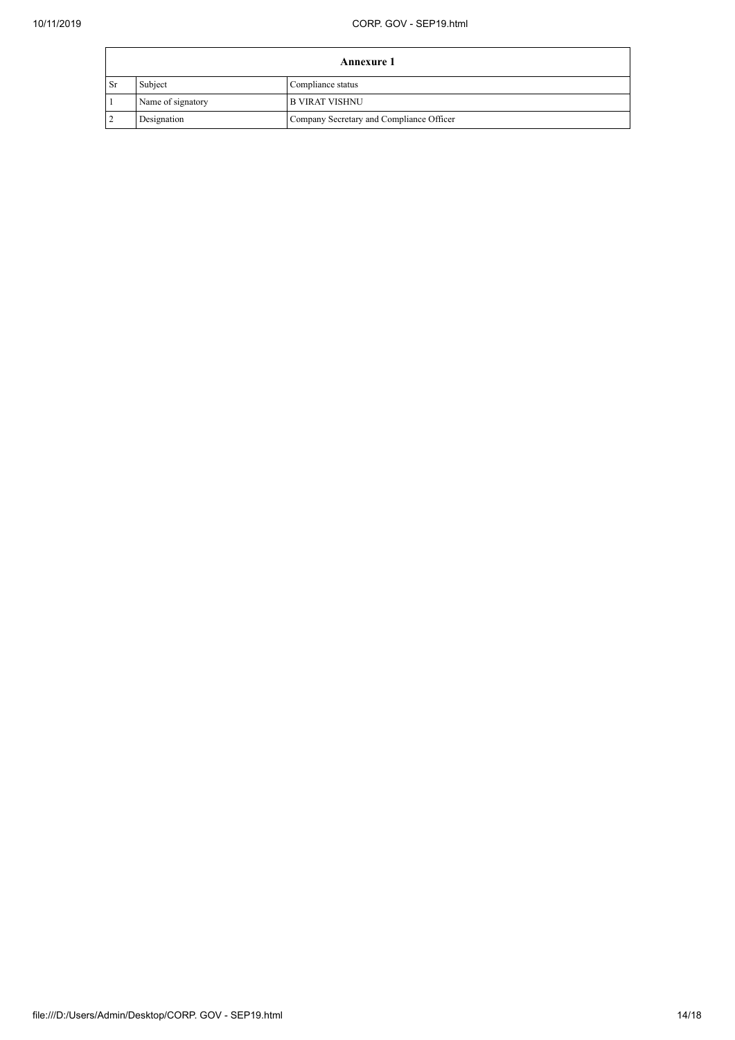| Annexure 1 | | |
|---|---|---|
| Sr | Subject | Compliance status |
| 1 | Name of signatory | B VIRAT VISHNU |
| 2 | Designation | Company Secretary and Compliance Officer |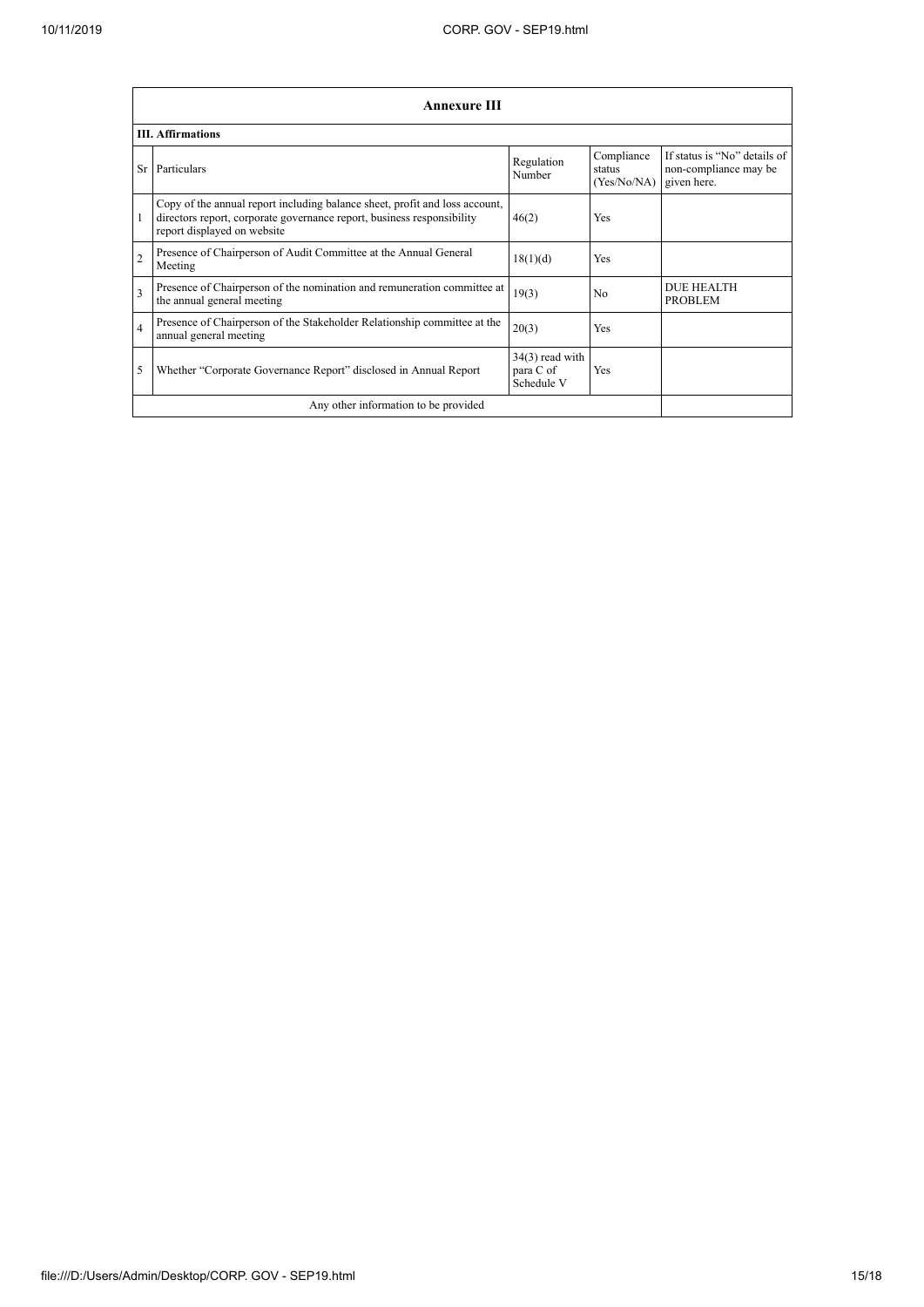## Annexure III

### III. Affirmations

| Sr | Particulars | Regulation Number | Compliance status (Yes/No/NA) | If status is "No" details of non-compliance may be given here. |
|---|---|---|---|---|
| 1 | Copy of the annual report including balance sheet, profit and loss account, directors report, corporate governance report, business responsibility report displayed on website | 46(2) | Yes | |
| 2 | Presence of Chairperson of Audit Committee at the Annual General Meeting | 18(1)(d) | Yes | |
| 3 | Presence of Chairperson of the nomination and remuneration committee at the annual general meeting | 19(3) | No | DUE HEALTH PROBLEM |
| 4 | Presence of Chairperson of the Stakeholder Relationship committee at the annual general meeting | 20(3) | Yes | |
| 5 | Whether "Corporate Governance Report" disclosed in Annual Report | 34(3) read with para C of Schedule V | Yes | |
| | Any other information to be provided | | | |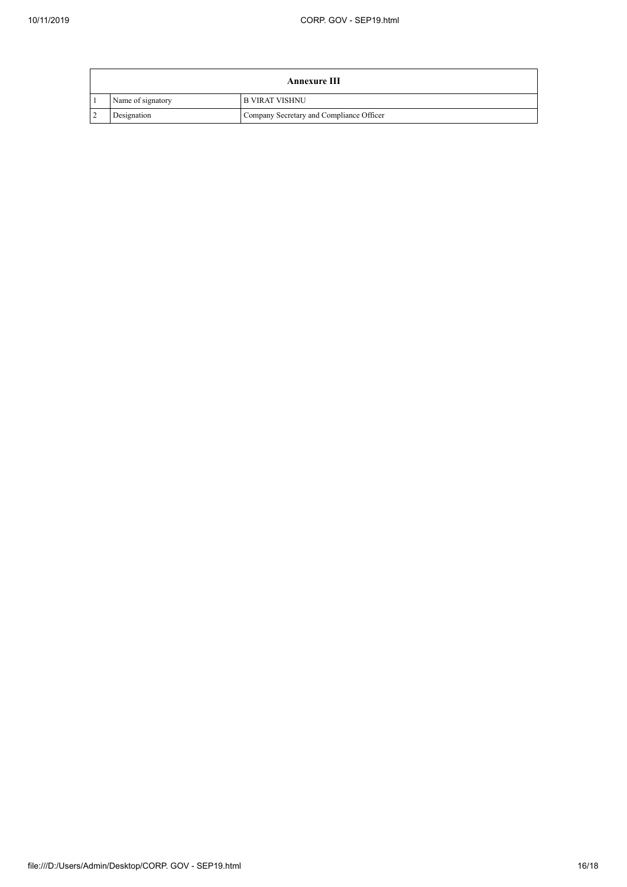| Annexure III | | |
|---|---|---|
| 1 | Name of signatory | B VIRAT VISHNU |
| 2 | Designation | Company Secretary and Compliance Officer |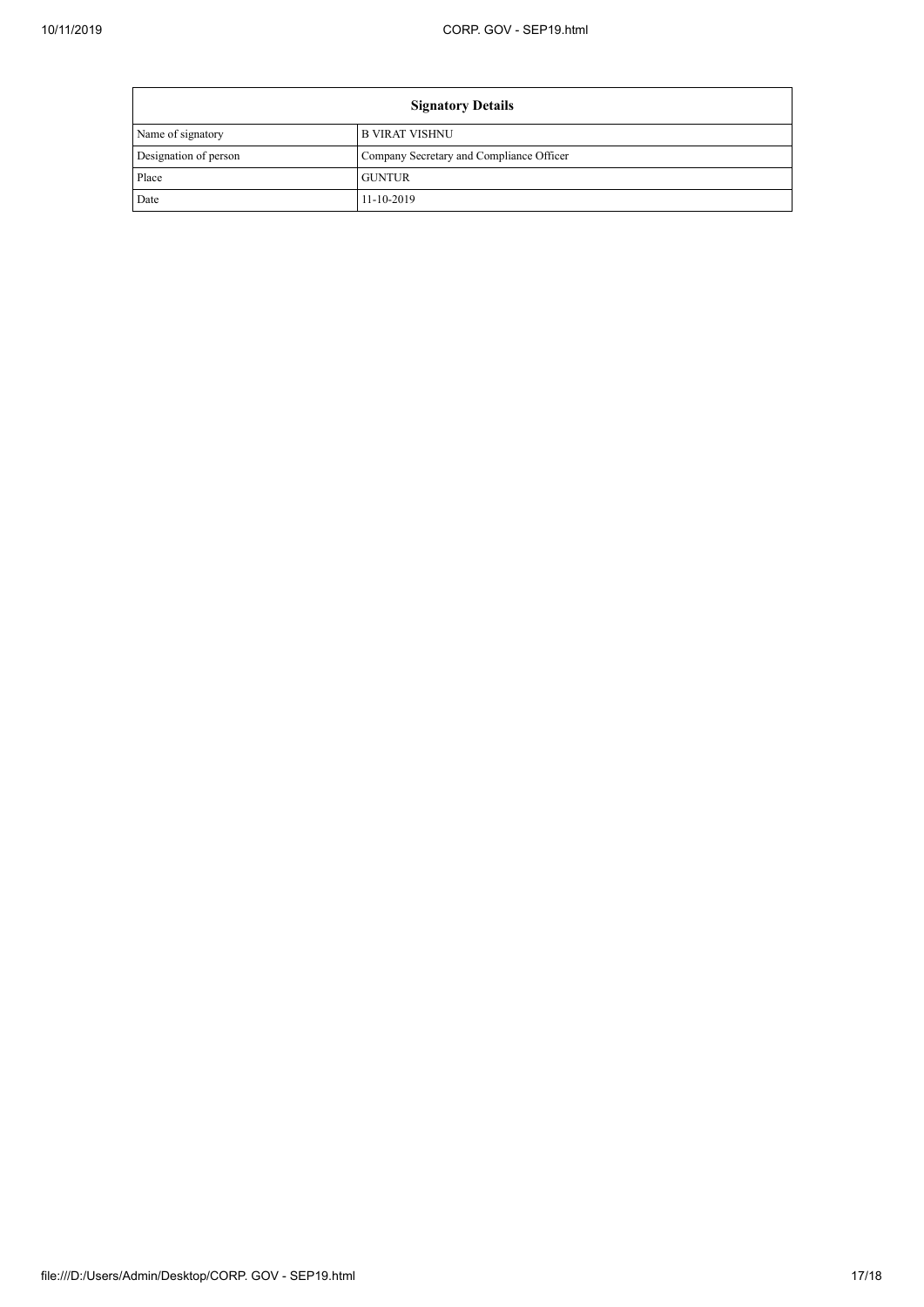| Signatory Details | |
|---|---|
| Name of signatory | B VIRAT VISHNU |
| Designation of person | Company Secretary and Compliance Officer |
| Place | GUNTUR |
| Date | 11-10-2019 |